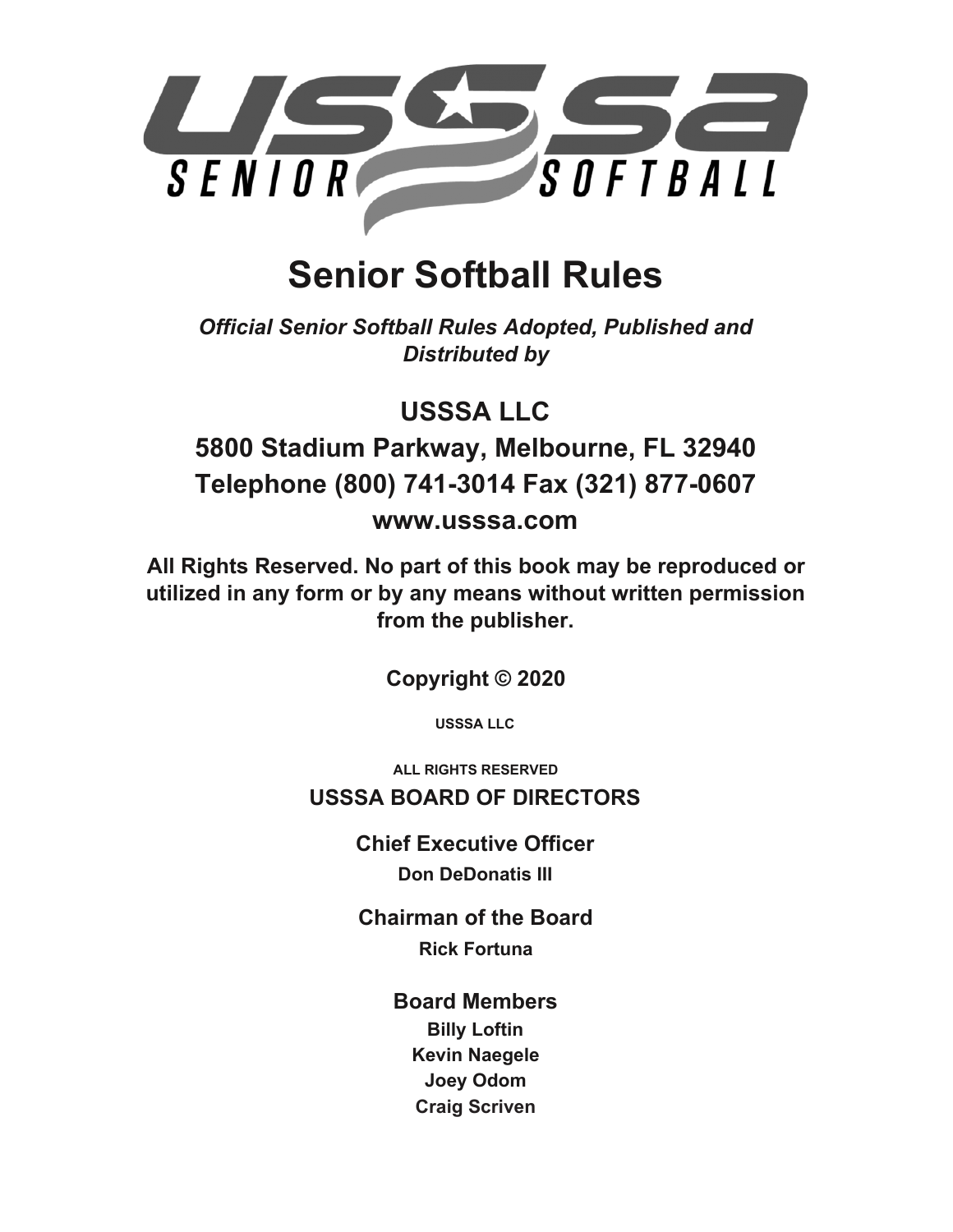# Senior Softball Rules

***Official Senior Softball Rules Adopted, Published and Distributed by***

## USSSA LLC

## 5800 Stadium Parkway, Melbourne, FL 32940

## Telephone (800) 741-3014 Fax (321) 877-0607

### www.usssa.com

**All Rights Reserved. No part of this book may be reproduced or utilized in any form or by any means without written permission from the publisher.**

**Copyright © 2020**

**USSSA LLC**

**ALL RIGHTS RESERVED**

**USSSA BOARD OF DIRECTORS**

**Chief Executive Officer**

**Don DeDonatis III**

**Chairman of the Board**

**Rick Fortuna**

**Board Members**

**Billy Loftin**

**Kevin Naegele**

**Joey Odom**

**Craig Scriven**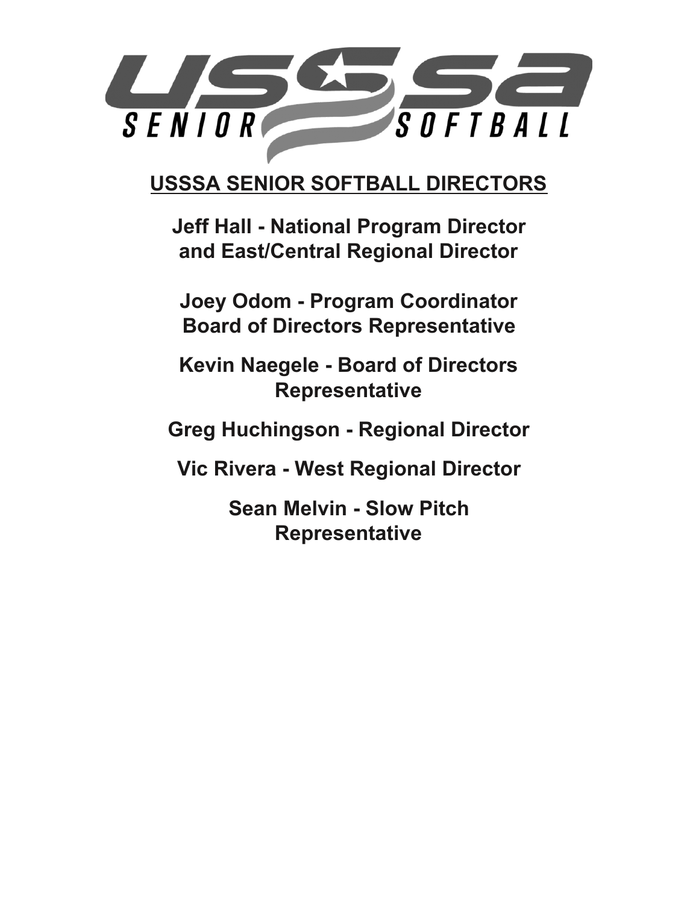USSSA SENIOR SOFTBALL

## USSSA SENIOR SOFTBALL DIRECTORS

**Jeff Hall - National Program Director and East/Central Regional Director**

**Joey Odom - Program Coordinator Board of Directors Representative**

**Kevin Naegele - Board of Directors Representative**

**Greg Huchingson - Regional Director**

**Vic Rivera - West Regional Director**

**Sean Melvin - Slow Pitch Representative**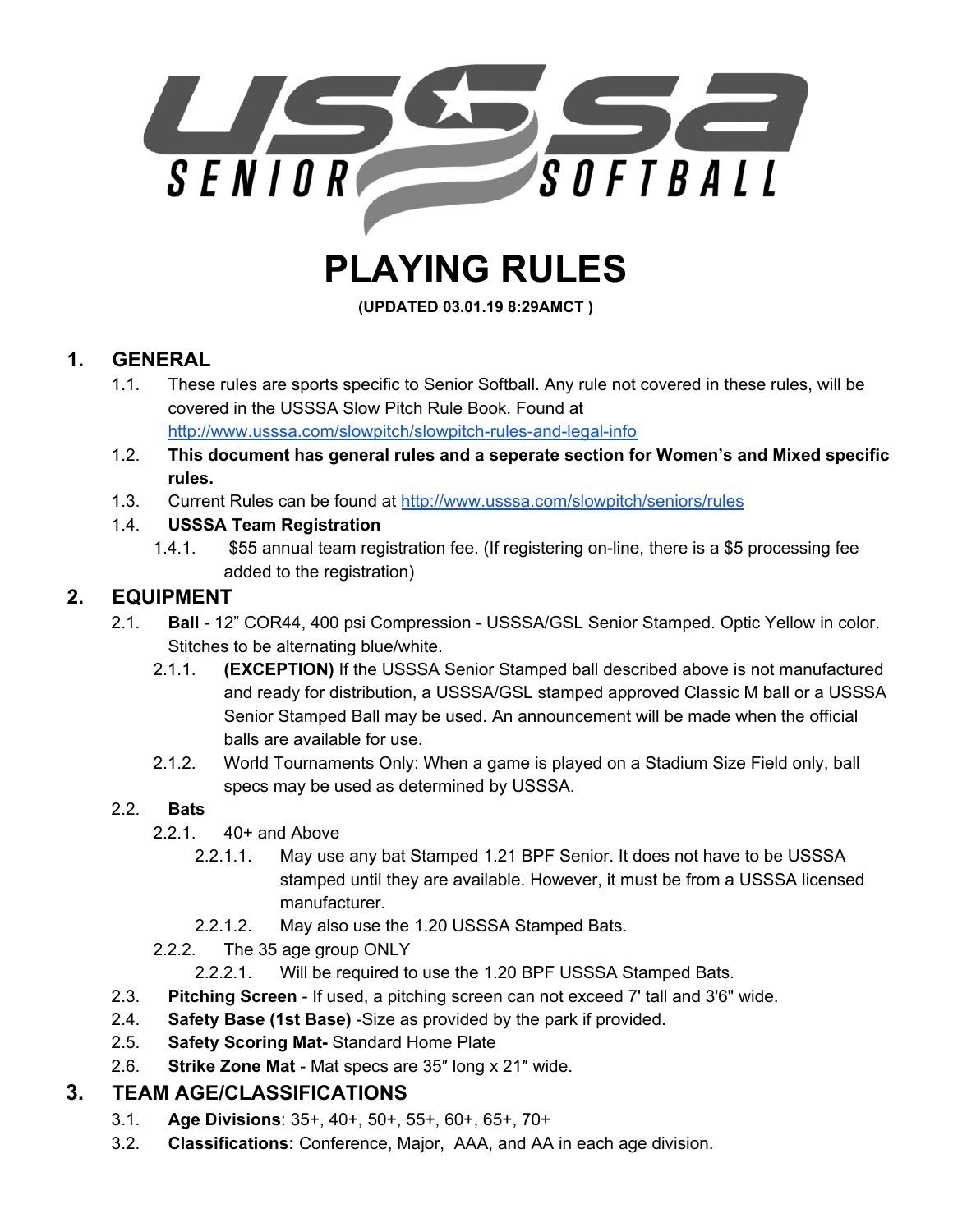# PLAYING RULES

**(UPDATED 03.01.19 8:29AMCT )**

## 1. GENERAL

1.1. These rules are sports specific to Senior Softball. Any rule not covered in these rules, will be covered in the USSSA Slow Pitch Rule Book. Found at [http://www.usssa.com/slowpitch/slowpitch-rules-and-legal-info](http://www.usssa.com/slowpitch/slowpitch-rules-and-legal-info)

1.2. **This document has general rules and a seperate section for Women's and Mixed specific rules.**

1.3. Current Rules can be found at [http://www.usssa.com/slowpitch/seniors/rules](http://www.usssa.com/slowpitch/seniors/rules)

1.4. **USSSA Team Registration**

- 1.4.1. $55 annual team registration fee. (If registering on-line, there is a $5 processing fee added to the registration)

## 2. EQUIPMENT

2.1. **Ball** - 12" COR44, 400 psi Compression - USSSA/GSL Senior Stamped. Optic Yellow in color. Stitches to be alternating blue/white.

- 2.1.1. **(EXCEPTION)** If the USSSA Senior Stamped ball described above is not manufactured and ready for distribution, a USSSA/GSL stamped approved Classic M ball or a USSSA Senior Stamped Ball may be used. An announcement will be made when the official balls are available for use.
- 2.1.2. World Tournaments Only: When a game is played on a Stadium Size Field only, ball specs may be used as determined by USSSA.

2.2. **Bats**

- 2.2.1. 40+ and Above
  - 2.2.1.1. May use any bat Stamped 1.21 BPF Senior. It does not have to be USSSA stamped until they are available. However, it must be from a USSSA licensed manufacturer.
  - 2.2.1.2. May also use the 1.20 USSSA Stamped Bats.
- 2.2.2. The 35 age group ONLY
  - 2.2.2.1. Will be required to use the 1.20 BPF USSSA Stamped Bats.

2.3. **Pitching Screen** - If used, a pitching screen can not exceed 7' tall and 3'6" wide.

2.4. **Safety Base (1st Base)** -Size as provided by the park if provided.

2.5. **Safety Scoring Mat-** Standard Home Plate

2.6. **Strike Zone Mat** - Mat specs are 35″ long x 21″ wide.

## 3. TEAM AGE/CLASSIFICATIONS

3.1. **Age Divisions**: 35+, 40+, 50+, 55+, 60+, 65+, 70+

3.2. **Classifications:** Conference, Major, AAA, and AA in each age division.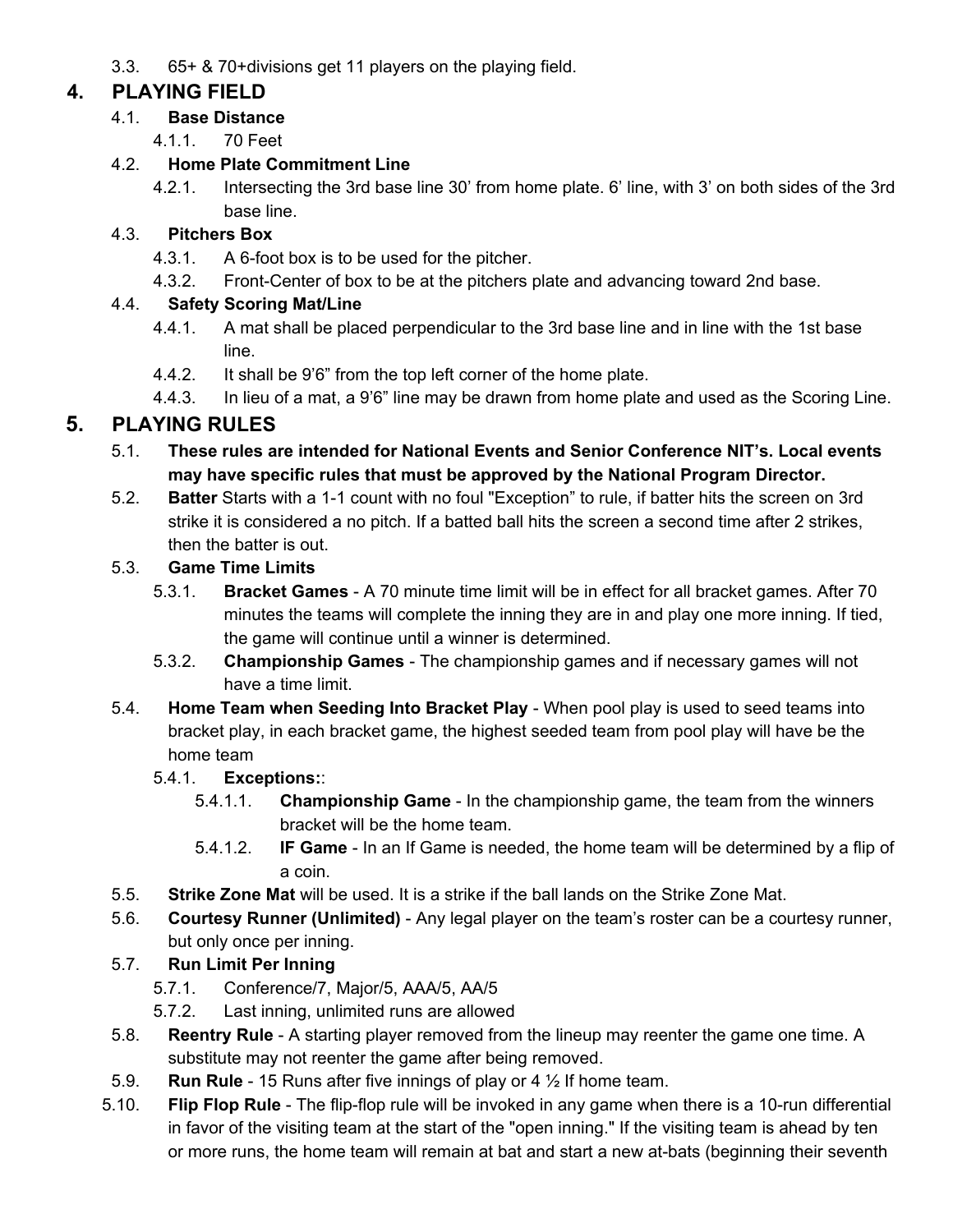3.3. 65+ & 70+divisions get 11 players on the playing field.

## 4. PLAYING FIELD

4.1. **Base Distance**

4.1.1. 70 Feet

4.2. **Home Plate Commitment Line**

4.2.1. Intersecting the 3rd base line 30’ from home plate. 6’ line, with 3’ on both sides of the 3rd base line.

4.3. **Pitchers Box**

4.3.1. A 6-foot box is to be used for the pitcher.

4.3.2. Front-Center of box to be at the pitchers plate and advancing toward 2nd base.

4.4. **Safety Scoring Mat/Line**

4.4.1. A mat shall be placed perpendicular to the 3rd base line and in line with the 1st base line.

4.4.2. It shall be 9’6” from the top left corner of the home plate.

4.4.3. In lieu of a mat, a 9’6” line may be drawn from home plate and used as the Scoring Line.

## 5. PLAYING RULES

5.1. **These rules are intended for National Events and Senior Conference NIT’s. Local events may have specific rules that must be approved by the National Program Director.**

5.2. **Batter** Starts with a 1-1 count with no foul "Exception” to rule, if batter hits the screen on 3rd strike it is considered a no pitch. If a batted ball hits the screen a second time after 2 strikes, then the batter is out.

5.3. **Game Time Limits**

5.3.1. **Bracket Games** - A 70 minute time limit will be in effect for all bracket games. After 70 minutes the teams will complete the inning they are in and play one more inning. If tied, the game will continue until a winner is determined.

5.3.2. **Championship Games** - The championship games and if necessary games will not have a time limit.

5.4. **Home Team when Seeding Into Bracket Play** - When pool play is used to seed teams into bracket play, in each bracket game, the highest seeded team from pool play will have be the home team

5.4.1. **Exceptions:**:

5.4.1.1. **Championship Game** - In the championship game, the team from the winners bracket will be the home team.

5.4.1.2. **IF Game** - In an If Game is needed, the home team will be determined by a flip of a coin.

5.5. **Strike Zone Mat** will be used. It is a strike if the ball lands on the Strike Zone Mat.

5.6. **Courtesy Runner (Unlimited)** - Any legal player on the team’s roster can be a courtesy runner, but only once per inning.

5.7. **Run Limit Per Inning**

5.7.1. Conference/7, Major/5, AAA/5, AA/5

5.7.2. Last inning, unlimited runs are allowed

5.8. **Reentry Rule** - A starting player removed from the lineup may reenter the game one time. A substitute may not reenter the game after being removed.

5.9. **Run Rule** - 15 Runs after five innings of play or 4 ½ If home team.

5.10. **Flip Flop Rule** - The flip-flop rule will be invoked in any game when there is a 10-run differential in favor of the visiting team at the start of the "open inning." If the visiting team is ahead by ten or more runs, the home team will remain at bat and start a new at-bats (beginning their seventh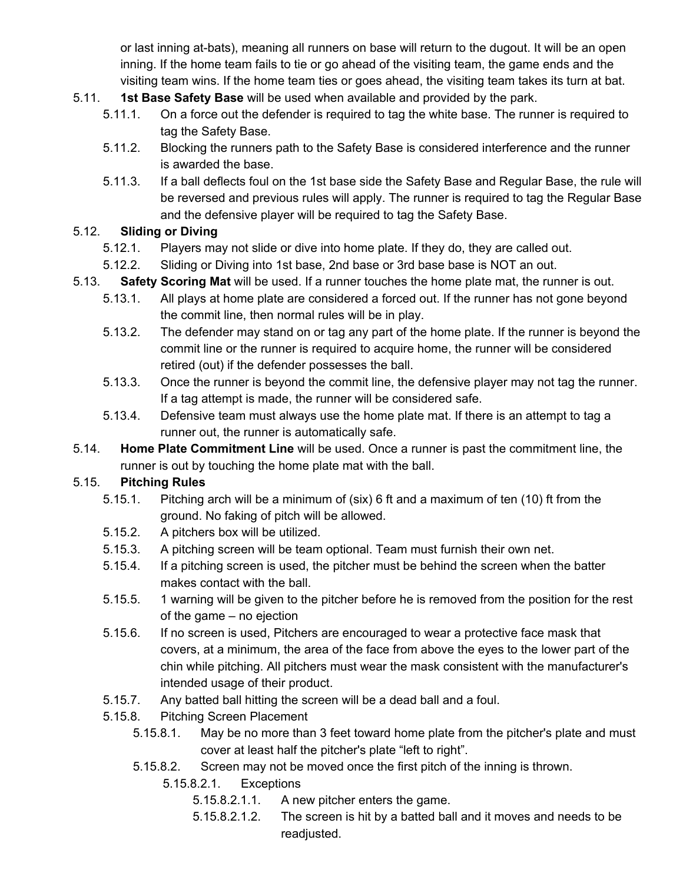or last inning at-bats), meaning all runners on base will return to the dugout. It will be an open inning. If the home team fails to tie or go ahead of the visiting team, the game ends and the visiting team wins. If the home team ties or goes ahead, the visiting team takes its turn at bat.

5.11. **1st Base Safety Base** will be used when available and provided by the park.

- 5.11.1. On a force out the defender is required to tag the white base. The runner is required to tag the Safety Base.
- 5.11.2. Blocking the runners path to the Safety Base is considered interference and the runner is awarded the base.
- 5.11.3. If a ball deflects foul on the 1st base side the Safety Base and Regular Base, the rule will be reversed and previous rules will apply. The runner is required to tag the Regular Base and the defensive player will be required to tag the Safety Base.

5.12. **Sliding or Diving**

- 5.12.1. Players may not slide or dive into home plate. If they do, they are called out.
- 5.12.2. Sliding or Diving into 1st base, 2nd base or 3rd base base is NOT an out.

5.13. **Safety Scoring Mat** will be used. If a runner touches the home plate mat, the runner is out.

- 5.13.1. All plays at home plate are considered a forced out. If the runner has not gone beyond the commit line, then normal rules will be in play.
- 5.13.2. The defender may stand on or tag any part of the home plate. If the runner is beyond the commit line or the runner is required to acquire home, the runner will be considered retired (out) if the defender possesses the ball.
- 5.13.3. Once the runner is beyond the commit line, the defensive player may not tag the runner. If a tag attempt is made, the runner will be considered safe.
- 5.13.4. Defensive team must always use the home plate mat. If there is an attempt to tag a runner out, the runner is automatically safe.

5.14. **Home Plate Commitment Line** will be used. Once a runner is past the commitment line, the runner is out by touching the home plate mat with the ball.

5.15. **Pitching Rules**

- 5.15.1. Pitching arch will be a minimum of (six) 6 ft and a maximum of ten (10) ft from the ground. No faking of pitch will be allowed.
- 5.15.2. A pitchers box will be utilized.
- 5.15.3. A pitching screen will be team optional. Team must furnish their own net.
- 5.15.4. If a pitching screen is used, the pitcher must be behind the screen when the batter makes contact with the ball.
- 5.15.5. 1 warning will be given to the pitcher before he is removed from the position for the rest of the game – no ejection
- 5.15.6. If no screen is used, Pitchers are encouraged to wear a protective face mask that covers, at a minimum, the area of the face from above the eyes to the lower part of the chin while pitching. All pitchers must wear the mask consistent with the manufacturer's intended usage of their product.
- 5.15.7. Any batted ball hitting the screen will be a dead ball and a foul.
- 5.15.8. Pitching Screen Placement
  - 5.15.8.1. May be no more than 3 feet toward home plate from the pitcher's plate and must cover at least half the pitcher's plate “left to right”.
  - 5.15.8.2. Screen may not be moved once the first pitch of the inning is thrown.
    - 5.15.8.2.1. Exceptions
      - 5.15.8.2.1.1. A new pitcher enters the game.
      - 5.15.8.2.1.2. The screen is hit by a batted ball and it moves and needs to be readjusted.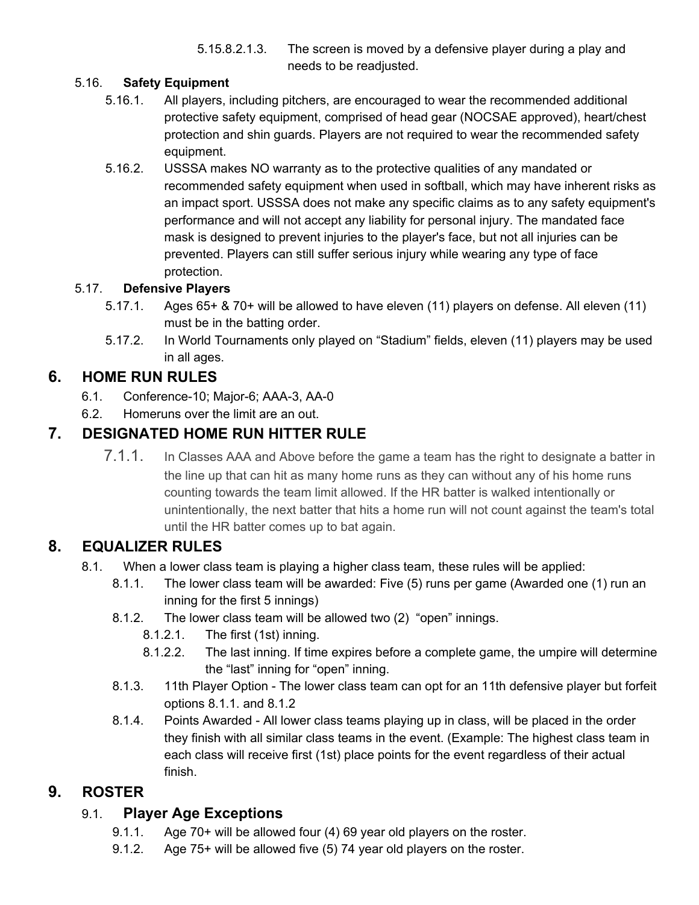5.15.8.2.1.3. The screen is moved by a defensive player during a play and needs to be readjusted.

5.16. **Safety Equipment**

5.16.1. All players, including pitchers, are encouraged to wear the recommended additional protective safety equipment, comprised of head gear (NOCSAE approved), heart/chest protection and shin guards. Players are not required to wear the recommended safety equipment.

5.16.2. USSSA makes NO warranty as to the protective qualities of any mandated or recommended safety equipment when used in softball, which may have inherent risks as an impact sport. USSSA does not make any specific claims as to any safety equipment's performance and will not accept any liability for personal injury. The mandated face mask is designed to prevent injuries to the player's face, but not all injuries can be prevented. Players can still suffer serious injury while wearing any type of face protection.

5.17. **Defensive Players**

5.17.1. Ages 65+ & 70+ will be allowed to have eleven (11) players on defense. All eleven (11) must be in the batting order.

5.17.2. In World Tournaments only played on "Stadium" fields, eleven (11) players may be used in all ages.

## 6. HOME RUN RULES

6.1. Conference-10; Major-6; AAA-3, AA-0

6.2. Homeruns over the limit are an out.

## 7. DESIGNATED HOME RUN HITTER RULE

7.1.1. In Classes AAA and Above before the game a team has the right to designate a batter in the line up that can hit as many home runs as they can without any of his home runs counting towards the team limit allowed. If the HR batter is walked intentionally or unintentionally, the next batter that hits a home run will not count against the team's total until the HR batter comes up to bat again.

## 8. EQUALIZER RULES

8.1. When a lower class team is playing a higher class team, these rules will be applied:

8.1.1. The lower class team will be awarded: Five (5) runs per game (Awarded one (1) run an inning for the first 5 innings)

8.1.2. The lower class team will be allowed two (2) "open" innings.

8.1.2.1. The first (1st) inning.

8.1.2.2. The last inning. If time expires before a complete game, the umpire will determine the "last" inning for "open" inning.

8.1.3. 11th Player Option - The lower class team can opt for an 11th defensive player but forfeit options 8.1.1. and 8.1.2

8.1.4. Points Awarded - All lower class teams playing up in class, will be placed in the order they finish with all similar class teams in the event. (Example: The highest class team in each class will receive first (1st) place points for the event regardless of their actual finish.

## 9. ROSTER

### 9.1. Player Age Exceptions

9.1.1. Age 70+ will be allowed four (4) 69 year old players on the roster.

9.1.2. Age 75+ will be allowed five (5) 74 year old players on the roster.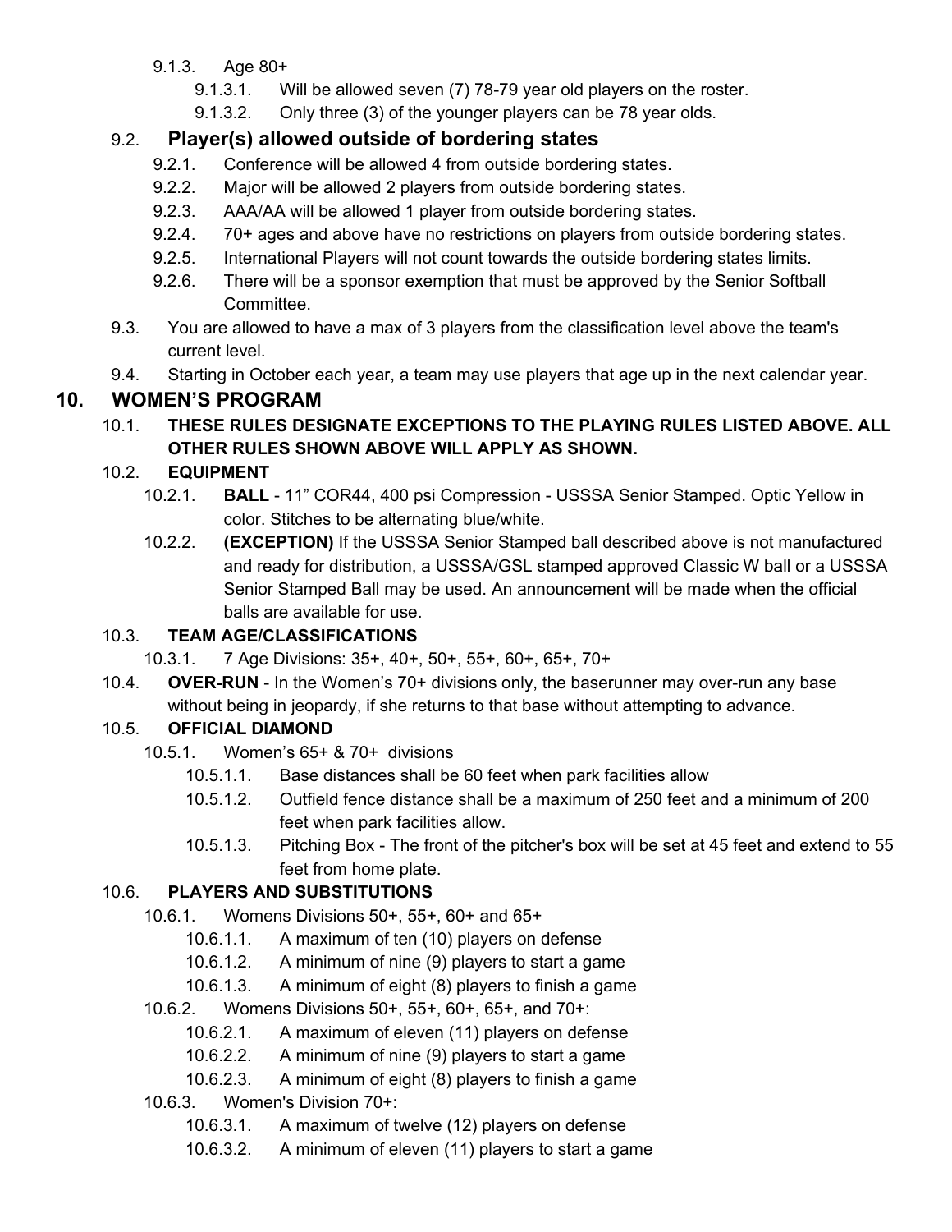- 9.1.3. Age 80+
  - 9.1.3.1. Will be allowed seven (7) 78-79 year old players on the roster.
  - 9.1.3.2. Only three (3) of the younger players can be 78 year olds.

### 9.2. Player(s) allowed outside of bordering states

- 9.2.1. Conference will be allowed 4 from outside bordering states.
- 9.2.2. Major will be allowed 2 players from outside bordering states.
- 9.2.3. AAA/AA will be allowed 1 player from outside bordering states.
- 9.2.4. 70+ ages and above have no restrictions on players from outside bordering states.
- 9.2.5. International Players will not count towards the outside bordering states limits.
- 9.2.6. There will be a sponsor exemption that must be approved by the Senior Softball Committee.

9.3. You are allowed to have a max of 3 players from the classification level above the team's current level.

9.4. Starting in October each year, a team may use players that age up in the next calendar year.

## 10. WOMEN'S PROGRAM

10.1. **THESE RULES DESIGNATE EXCEPTIONS TO THE PLAYING RULES LISTED ABOVE. ALL OTHER RULES SHOWN ABOVE WILL APPLY AS SHOWN.**

10.2. **EQUIPMENT**

- 10.2.1. **BALL** - 11" COR44, 400 psi Compression - USSSA Senior Stamped. Optic Yellow in color. Stitches to be alternating blue/white.
- 10.2.2. **(EXCEPTION)** If the USSSA Senior Stamped ball described above is not manufactured and ready for distribution, a USSSA/GSL stamped approved Classic W ball or a USSSA Senior Stamped Ball may be used. An announcement will be made when the official balls are available for use.

10.3. **TEAM AGE/CLASSIFICATIONS**

- 10.3.1. 7 Age Divisions: 35+, 40+, 50+, 55+, 60+, 65+, 70+

10.4. **OVER-RUN** - In the Women's 70+ divisions only, the baserunner may over-run any base without being in jeopardy, if she returns to that base without attempting to advance.

10.5. **OFFICIAL DIAMOND**

- 10.5.1. Women's 65+ & 70+ divisions
  - 10.5.1.1. Base distances shall be 60 feet when park facilities allow
  - 10.5.1.2. Outfield fence distance shall be a maximum of 250 feet and a minimum of 200 feet when park facilities allow.
  - 10.5.1.3. Pitching Box - The front of the pitcher's box will be set at 45 feet and extend to 55 feet from home plate.

10.6. **PLAYERS AND SUBSTITUTIONS**

- 10.6.1. Womens Divisions 50+, 55+, 60+ and 65+
  - 10.6.1.1. A maximum of ten (10) players on defense
  - 10.6.1.2. A minimum of nine (9) players to start a game
  - 10.6.1.3. A minimum of eight (8) players to finish a game
- 10.6.2. Womens Divisions 50+, 55+, 60+, 65+, and 70+:
  - 10.6.2.1. A maximum of eleven (11) players on defense
  - 10.6.2.2. A minimum of nine (9) players to start a game
  - 10.6.2.3. A minimum of eight (8) players to finish a game
- 10.6.3. Women's Division 70+:
  - 10.6.3.1. A maximum of twelve (12) players on defense
  - 10.6.3.2. A minimum of eleven (11) players to start a game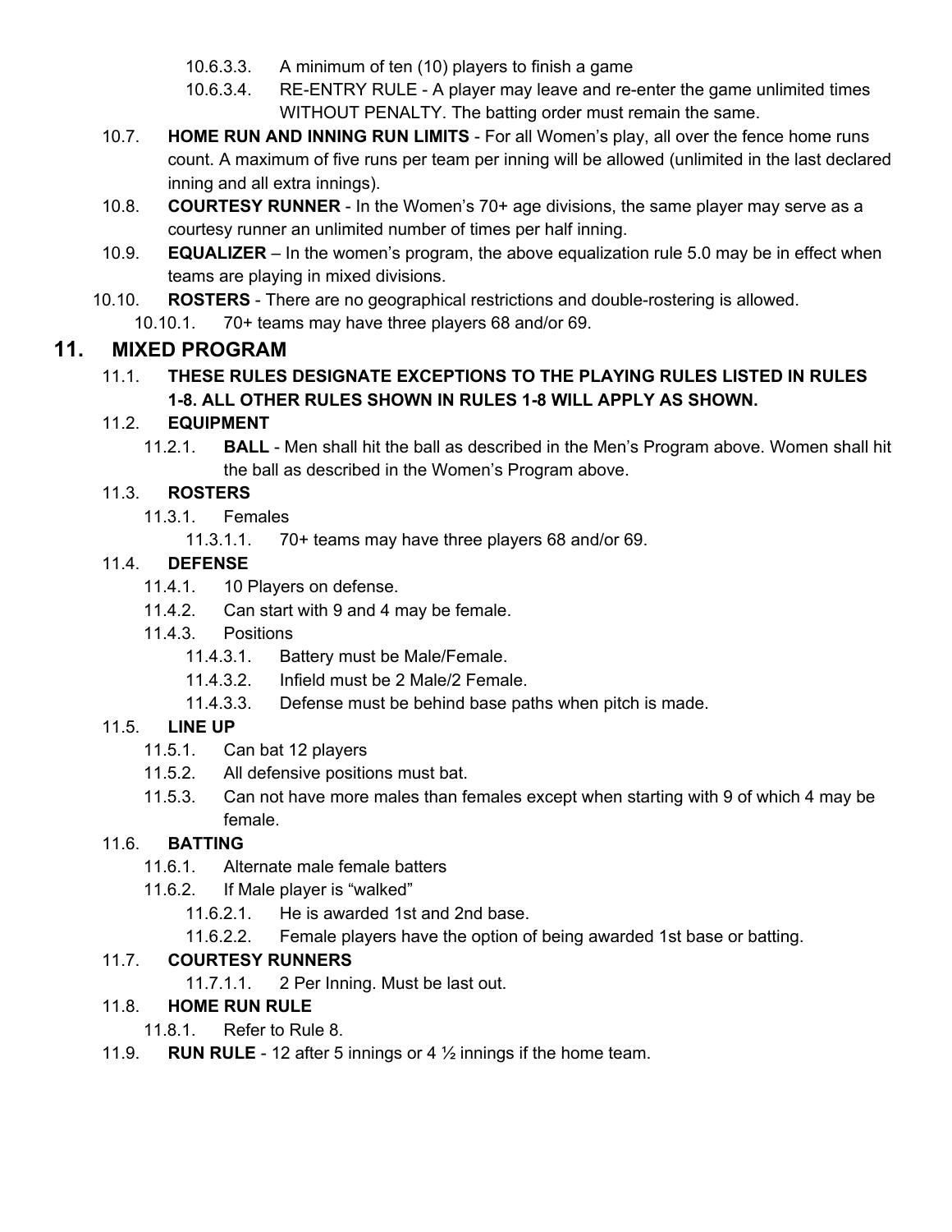10.6.3.3. A minimum of ten (10) players to finish a game

10.6.3.4. RE-ENTRY RULE - A player may leave and re-enter the game unlimited times WITHOUT PENALTY. The batting order must remain the same.

10.7. **HOME RUN AND INNING RUN LIMITS** - For all Women's play, all over the fence home runs count. A maximum of five runs per team per inning will be allowed (unlimited in the last declared inning and all extra innings).

10.8. **COURTESY RUNNER** - In the Women's 70+ age divisions, the same player may serve as a courtesy runner an unlimited number of times per half inning.

10.9. **EQUALIZER** – In the women's program, the above equalization rule 5.0 may be in effect when teams are playing in mixed divisions.

10.10. **ROSTERS** - There are no geographical restrictions and double-rostering is allowed.

10.10.1. 70+ teams may have three players 68 and/or 69.

## 11. MIXED PROGRAM

11.1. **THESE RULES DESIGNATE EXCEPTIONS TO THE PLAYING RULES LISTED IN RULES 1-8. ALL OTHER RULES SHOWN IN RULES 1-8 WILL APPLY AS SHOWN.**

11.2. **EQUIPMENT**

11.2.1. **BALL** - Men shall hit the ball as described in the Men's Program above. Women shall hit the ball as described in the Women's Program above.

11.3. **ROSTERS**

11.3.1. Females

11.3.1.1. 70+ teams may have three players 68 and/or 69.

11.4. **DEFENSE**

11.4.1. 10 Players on defense.

11.4.2. Can start with 9 and 4 may be female.

11.4.3. Positions

11.4.3.1. Battery must be Male/Female.

11.4.3.2. Infield must be 2 Male/2 Female.

11.4.3.3. Defense must be behind base paths when pitch is made.

11.5. **LINE UP**

11.5.1. Can bat 12 players

11.5.2. All defensive positions must bat.

11.5.3. Can not have more males than females except when starting with 9 of which 4 may be female.

11.6. **BATTING**

11.6.1. Alternate male female batters

11.6.2. If Male player is "walked"

11.6.2.1. He is awarded 1st and 2nd base.

11.6.2.2. Female players have the option of being awarded 1st base or batting.

11.7. **COURTESY RUNNERS**

11.7.1.1. 2 Per Inning. Must be last out.

11.8. **HOME RUN RULE**

11.8.1. Refer to Rule 8.

11.9. **RUN RULE** - 12 after 5 innings or 4 ½ innings if the home team.